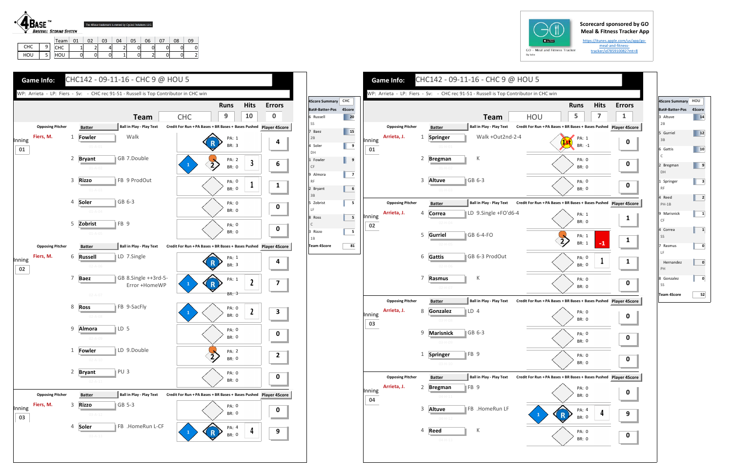# 4BASE™ Baseball Scoring System

The 4Base trademark is owned by Cycled Solutions LLC

| | | Team | 01 | 02 | 03 | 04 | 05 | 06 | 07 | 08 | 09 |
|---|---|---|---|---|---|---|---|---|---|---|---|
| CHC | 9 | CHC | 1 | 2 | 4 | 2 | 0 | 0 | 0 | 0 | 0 |
| HOU | 5 | HOU | 0 | 0 | 0 | 1 | 0 | 2 | 0 | 0 | 2 |

Scorecard sponsored by GO Meal & Fitness Tracker App

https://itunes.apple.com/us/app/go-meal-and-fitness-tracker/id785910082?mt=8

## Game Info: CHC142 - 09-11-16 - CHC 9 @ HOU 5

WP: Arrieta - LP: Fiers - Sv: - CHC rec 91-51 - Russell is Top Contributor in CHC win

| Team | Runs | Hits | Errors |
|---|---|---|---|
| CHC | 9 | 10 | 0 |

| Inning | Opposing Pitcher | # | Batter | Ball in Play - Play Text | PA | BR | Credit | Player 4Score |
|---|---|---|---|---|---|---|---|---|
| 01 | Fiers, M. | 1 | Fowler | Walk | 1 | 3 | | 4 |
| | | 2 | Bryant | GB 7.Double | 2 | 0 | 3 | 6 |
| | | 3 | Rizzo | FB 9 ProdOut | 0 | 0 | 1 | 1 |
| | | 4 | Soler | GB 6-3 | 0 | 0 | | 0 |
| | | 5 | Zobrist | FB 9 | 0 | 0 | | 0 |
| 02 | Fiers, M. | 6 | Russell | LD 7.Single | 1 | 3 | | 4 |
| | | 7 | Baez | GB 8.Single ++3rd-5-Error +HomeWP | 1 | 3 | 2 | 7 |
| | | 8 | Ross | FB 9-SacFly | 0 | 0 | 2 | 3 |
| | | 9 | Almora | LD 5 | 0 | 0 | | 0 |
| | | 1 | Fowler | LD 9.Double | 2 | 0 | | 2 |
| | | 2 | Bryant | PU 3 | 0 | 0 | | 0 |
| 03 | Fiers, M. | 3 | Rizzo | GB 5-3 | 0 | 0 | | 0 |
| | | 4 | Soler | FB .HomeRun L-CF | 4 | 0 | 4 | 9 |

| 4Score Summary CHC | Bat#-Batter-Pos | 4Score |
|---|---|---|
| | 6 Russell SS | 20 |
| | 7 Baez 2B | 15 |
| | 4 Soler DH | 9 |
| | 1 Fowler CF | 9 |
| | 9 Almora RF | 7 |
| | 2 Bryant 3B | 6 |
| | 5 Zobrist LF | 5 |
| | 8 Ross C | 5 |
| | 3 Rizzo 1B | 5 |
| | Team 4Score | 81 |

## Game Info: CHC142 - 09-11-16 - CHC 9 @ HOU 5

WP: Arrieta - LP: Fiers - Sv: - CHC rec 91-51 - Russell is Top Contributor in CHC win

| Team | Runs | Hits | Errors |
|---|---|---|---|
| HOU | 5 | 7 | 1 |

| Inning | Opposing Pitcher | # | Batter | Ball in Play - Play Text | PA | BR | Credit | Player 4Score |
|---|---|---|---|---|---|---|---|---|
| 01 | Arrieta, J. | 1 | Springer | Walk +Out2nd-2-4 | 1 | -1 | | 0 |
| | | 2 | Bregman | K | 0 | 0 | | 0 |
| | | 3 | Altuve | GB 6-3 | 0 | 0 | | 0 |
| 02 | Arrieta, J. | 4 | Correa | LD 9.Single +FO'd6-4 | 1 | 0 | | 1 |
| | | 5 | Gurriel | GB 6-4-FO | 1 | 1 | -1 | 1 |
| | | 6 | Gattis | GB 6-3 ProdOut | 0 | 0 | 1 | 1 |
| | | 7 | Rasmus | K | 0 | 0 | | 0 |
| 03 | Arrieta, J. | 8 | Gonzalez | LD 4 | 0 | 0 | | 0 |
| | | 9 | Marisnick | GB 6-3 | 0 | 0 | | 0 |
| | | 1 | Springer | FB 9 | 0 | 0 | | 0 |
| 04 | Arrieta, J. | 2 | Bregman | FB 9 | 0 | 0 | | 0 |
| | | 3 | Altuve | FB .HomeRun LF | 4 | 0 | 4 | 9 |
| | | 4 | Reed | K | 0 | 0 | | 0 |

| 4Score Summary HOU | Bat#-Batter-Pos | 4Score |
|---|---|---|
| | 3 Altuve 2B | 14 |
| | 5 Gurriel 3B | 12 |
| | 6 Gattis C | 10 |
| | 2 Bregman DH | 9 |
| | 1 Springer RF | 3 |
| | 4 Reed PH-1B | 2 |
| | 9 Marisnick CF | 1 |
| | 4 Correa SS | 1 |
| | 7 Rasmus LF | 0 |
| | Hernandez PH | 0 |
| | 8 Gonzalez SS | 0 |
| | Team 4Score | 52 |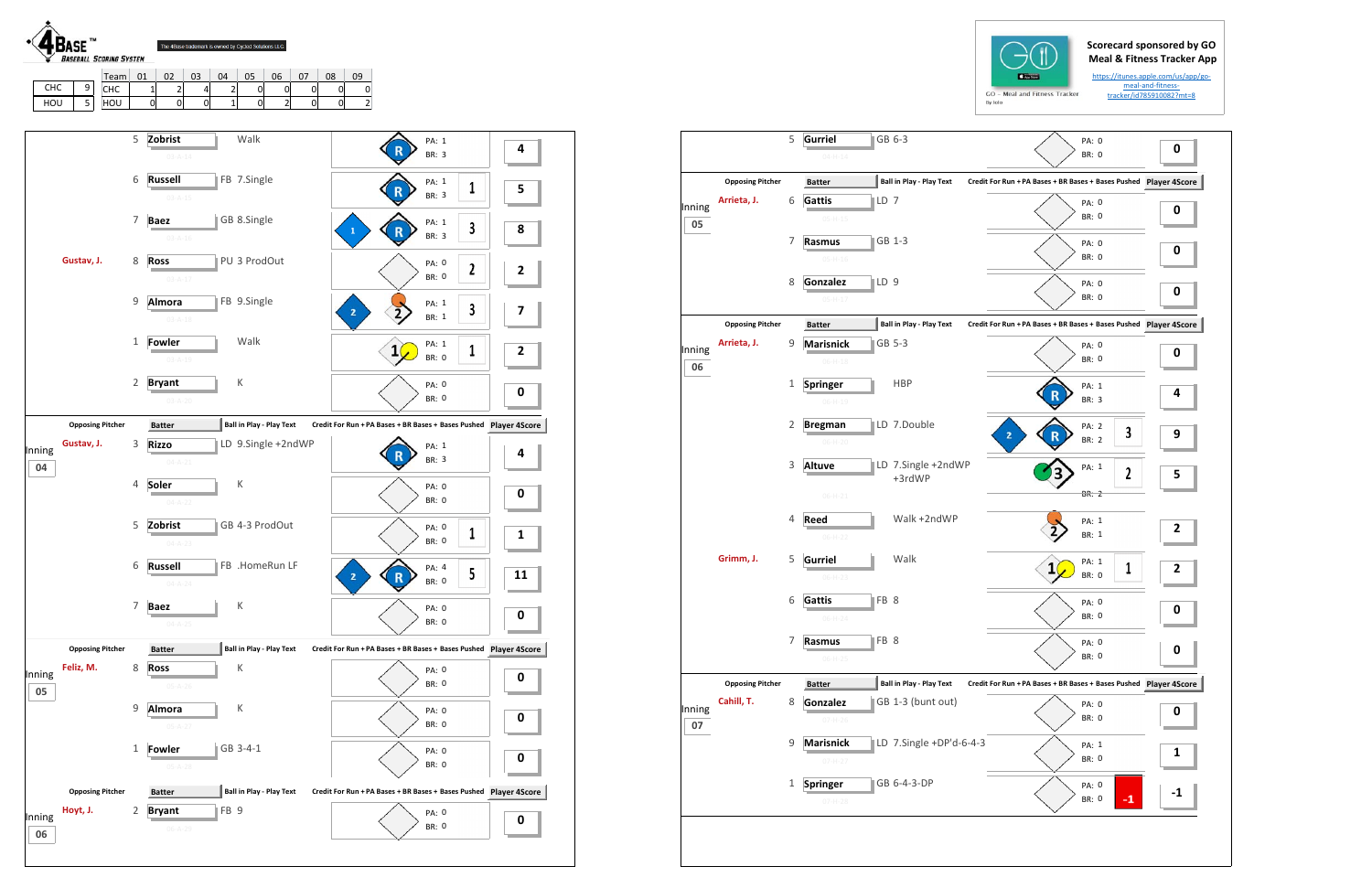4BASE™ Baseball Scoring System

The 4Base trademark is owned by Cycled Solutions LLC

| | | Team | 01 | 02 | 03 | 04 | 05 | 06 | 07 | 08 | 09 |
|---|---|---|---|---|---|---|---|---|---|---|---|
| CHC | 9 | CHC | 1 | 2 | 4 | 2 | 0 | 0 | 0 | 0 | 0 |
| HOU | 5 | HOU | 0 | 0 | 0 | 1 | 0 | 2 | 0 | 0 | 2 |

Scorecard sponsored by GO Meal & Fitness Tracker App
https://itunes.apple.com/us/app/go-meal-and-fitness-tracker/id785910082?mt=8

| Inning | Opposing Pitcher | # | Batter | Ball in Play - Play Text | Credit For Run + PA Bases + BR Bases + Bases Pushed | Player 4Score |
|---|---|---|---|---|---|---|
| | | 5 | Zobrist | Walk | R; PA: 1; BR: 3 | 4 |
| | | 6 | Russell | FB 7.Single | R; PA: 1; BR: 3; 1 | 5 |
| | | 7 | Baez | GB 8.Single | 1; R; PA: 1; BR: 3; 3 | 8 |
| | Gustav, J. | 8 | Ross | PU 3 ProdOut | PA: 0; BR: 0; 2 | 2 |
| | | 9 | Almora | FB 9.Single | 2; 2; PA: 1; BR: 1; 3 | 7 |
| | | 1 | Fowler | Walk | 1; PA: 1; BR: 0; 1 | 2 |
| | | 2 | Bryant | K | PA: 0; BR: 0 | 0 |
| 04 | Gustav, J. | 3 | Rizzo | LD 9.Single +2ndWP | R; PA: 1; BR: 3 | 4 |
| | | 4 | Soler | K | PA: 0; BR: 0 | 0 |
| | | 5 | Zobrist | GB 4-3 ProdOut | PA: 0; BR: 0; 1 | 1 |
| | | 6 | Russell | FB .HomeRun LF | 2; R; PA: 4; BR: 0; 5 | 11 |
| | | 7 | Baez | K | PA: 0; BR: 0 | 0 |
| 05 | Feliz, M. | 8 | Ross | K | PA: 0; BR: 0 | 0 |
| | | 9 | Almora | K | PA: 0; BR: 0 | 0 |
| | | 1 | Fowler | GB 3-4-1 | PA: 0; BR: 0 | 0 |
| 06 | Hoyt, J. | 2 | Bryant | FB 9 | PA: 0; BR: 0 | 0 |

| Inning | Opposing Pitcher | # | Batter | Ball in Play - Play Text | Credit For Run + PA Bases + BR Bases + Bases Pushed | Player 4Score |
|---|---|---|---|---|---|---|
| | | 5 | Gurriel | GB 6-3 | PA: 0; BR: 0 | 0 |
| 05 | Arrieta, J. | 6 | Gattis | LD 7 | PA: 0; BR: 0 | 0 |
| | | 7 | Rasmus | GB 1-3 | PA: 0; BR: 0 | 0 |
| | | 8 | Gonzalez | LD 9 | PA: 0; BR: 0 | 0 |
| 06 | Arrieta, J. | 9 | Marisnick | GB 5-3 | PA: 0; BR: 0 | 0 |
| | | 1 | Springer | HBP | R; PA: 1; BR: 3 | 4 |
| | | 2 | Bregman | LD 7.Double | 2; R; PA: 2; BR: 2; 3 | 9 |
| | | 3 | Altuve | LD 7.Single +2ndWP +3rdWP | 3; PA: 1; BR: 2; 2 | 5 |
| | | 4 | Reed | Walk +2ndWP | 2; PA: 1; BR: 1 | 2 |
| | Grimm, J. | 5 | Gurriel | Walk | 1; PA: 1; BR: 0; 1 | 2 |
| | | 6 | Gattis | FB 8 | PA: 0; BR: 0 | 0 |
| | | 7 | Rasmus | FB 8 | PA: 0; BR: 0 | 0 |
| 07 | Cahill, T. | 8 | Gonzalez | GB 1-3 (bunt out) | PA: 0; BR: 0 | 0 |
| | | 9 | Marisnick | LD 7.Single +DP'd-6-4-3 | PA: 1; BR: 0 | 1 |
| | | 1 | Springer | GB 6-4-3-DP | PA: 0; BR: 0; -1 | -1 |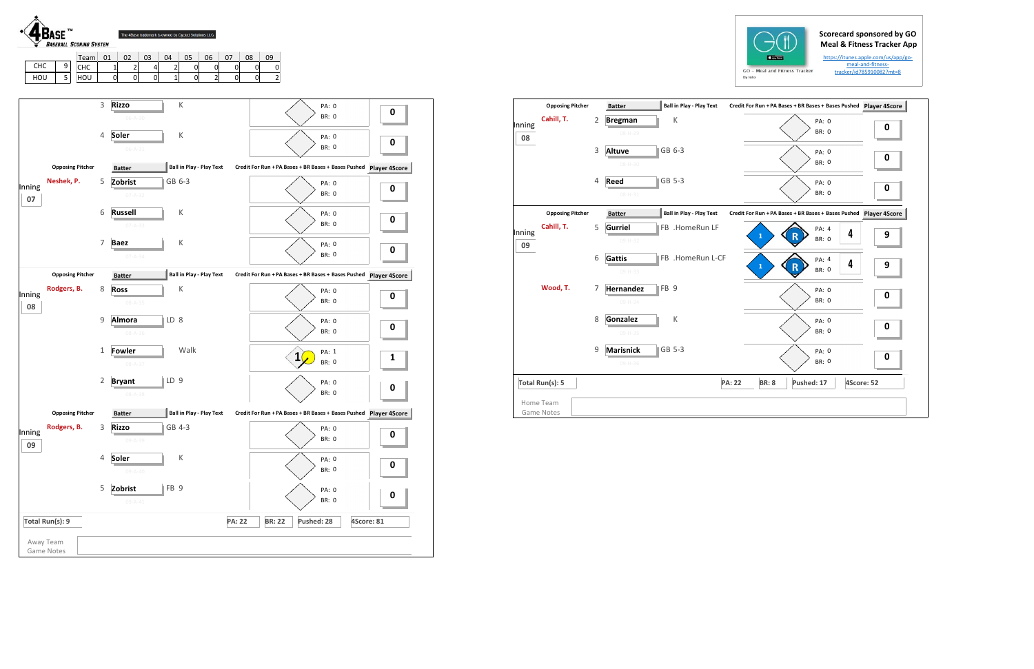4BASE™ BASEBALL SCORING SYSTEM

The 4Base trademark is owned by Cycled Solutions LLC

| | |
|---|---|
| CHC | 9 |
| HOU | 5 |

| Team | 01 | 02 | 03 | 04 | 05 | 06 | 07 | 08 | 09 |
|---|---|---|---|---|---|---|---|---|---|
| CHC | 1 | 2 | 4 | 2 | 0 | 0 | 0 | 0 | 0 |
| HOU | 0 | 0 | 0 | 1 | 0 | 2 | 0 | 0 | 2 |

Scorecard sponsored by GO Meal & Fitness Tracker App

https://itunes.apple.com/us/app/go-meal-and-fitness-tracker/id785910082?mt=8

GO - Meal and Fitness Tracker By Iolo

## Away Team (CHC)

| Inning | Opposing Pitcher | # | Batter | Ball in Play - Play Text | Credit For Run + PA Bases + BR Bases + Bases Pushed | Player 4Score |
|---|---|---|---|---|---|---|
| | | 3 | Rizzo | K | PA: 0 BR: 0 | 0 |
| | | 4 | Soler | K | PA: 0 BR: 0 | 0 |
| 07 | Neshek, P. | 5 | Zobrist | GB 6-3 | PA: 0 BR: 0 | 0 |
| | | 6 | Russell | K | PA: 0 BR: 0 | 0 |
| | | 7 | Baez | K | PA: 0 BR: 0 | 0 |
| 08 | Rodgers, B. | 8 | Ross | K | PA: 0 BR: 0 | 0 |
| | | 9 | Almora | LD 8 | PA: 0 BR: 0 | 0 |
| | | 1 | Fowler | Walk | 1 PA: 1 BR: 0 | 1 |
| | | 2 | Bryant | LD 9 | PA: 0 BR: 0 | 0 |
| 09 | Rodgers, B. | 3 | Rizzo | GB 4-3 | PA: 0 BR: 0 | 0 |
| | | 4 | Soler | K | PA: 0 BR: 0 | 0 |
| | | 5 | Zobrist | FB 9 | PA: 0 BR: 0 | 0 |

Total Run(s): 9 | PA: 22 | BR: 22 | Pushed: 28 | 4Score: 81

Away Team Game Notes

## Home Team (HOU)

| Inning | Opposing Pitcher | # | Batter | Ball in Play - Play Text | Credit For Run + PA Bases + BR Bases + Bases Pushed | Player 4Score |
|---|---|---|---|---|---|---|
| 08 | Cahill, T. | 2 | Bregman | K | PA: 0 BR: 0 | 0 |
| | | 3 | Altuve | GB 6-3 | PA: 0 BR: 0 | 0 |
| | | 4 | Reed | GB 5-3 | PA: 0 BR: 0 | 0 |
| 09 | Cahill, T. | 5 | Gurriel | FB .HomeRun LF | 1 R PA: 4 BR: 0 4 | 9 |
| | | 6 | Gattis | FB .HomeRun L-CF | 1 R PA: 4 BR: 0 4 | 9 |
| | Wood, T. | 7 | Hernandez | FB 9 | PA: 0 BR: 0 | 0 |
| | | 8 | Gonzalez | K | PA: 0 BR: 0 | 0 |
| | | 9 | Marisnick | GB 5-3 | PA: 0 BR: 0 | 0 |

Total Run(s): 5 | PA: 22 | BR: 8 | Pushed: 17 | 4Score: 52

Home Team Game Notes